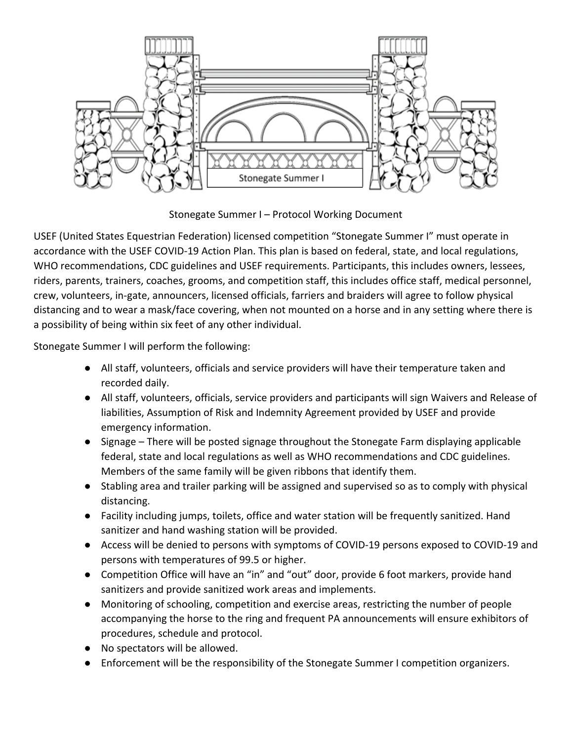Stonegate Summer I – Protocol Working Document

USEF (United States Equestrian Federation) licensed competition "Stonegate Summer I" must operate in accordance with the USEF COVID-19 Action Plan. This plan is based on federal, state, and local regulations, WHO recommendations, CDC guidelines and USEF requirements. Participants, this includes owners, lessees, riders, parents, trainers, coaches, grooms, and competition staff, this includes office staff, medical personnel, crew, volunteers, in-gate, announcers, licensed officials, farriers and braiders will agree to follow physical distancing and to wear a mask/face covering, when not mounted on a horse and in any setting where there is a possibility of being within six feet of any other individual.

Stonegate Summer I will perform the following:

- All staff, volunteers, officials and service providers will have their temperature taken and recorded daily.
- All staff, volunteers, officials, service providers and participants will sign Waivers and Release of liabilities, Assumption of Risk and Indemnity Agreement provided by USEF and provide emergency information.
- Signage – There will be posted signage throughout the Stonegate Farm displaying applicable federal, state and local regulations as well as WHO recommendations and CDC guidelines. Members of the same family will be given ribbons that identify them.
- Stabling area and trailer parking will be assigned and supervised so as to comply with physical distancing.
- Facility including jumps, toilets, office and water station will be frequently sanitized. Hand sanitizer and hand washing station will be provided.
- Access will be denied to persons with symptoms of COVID-19 persons exposed to COVID-19 and persons with temperatures of 99.5 or higher.
- Competition Office will have an "in" and "out" door, provide 6 foot markers, provide hand sanitizers and provide sanitized work areas and implements.
- Monitoring of schooling, competition and exercise areas, restricting the number of people accompanying the horse to the ring and frequent PA announcements will ensure exhibitors of procedures, schedule and protocol.
- No spectators will be allowed.
- Enforcement will be the responsibility of the Stonegate Summer I competition organizers.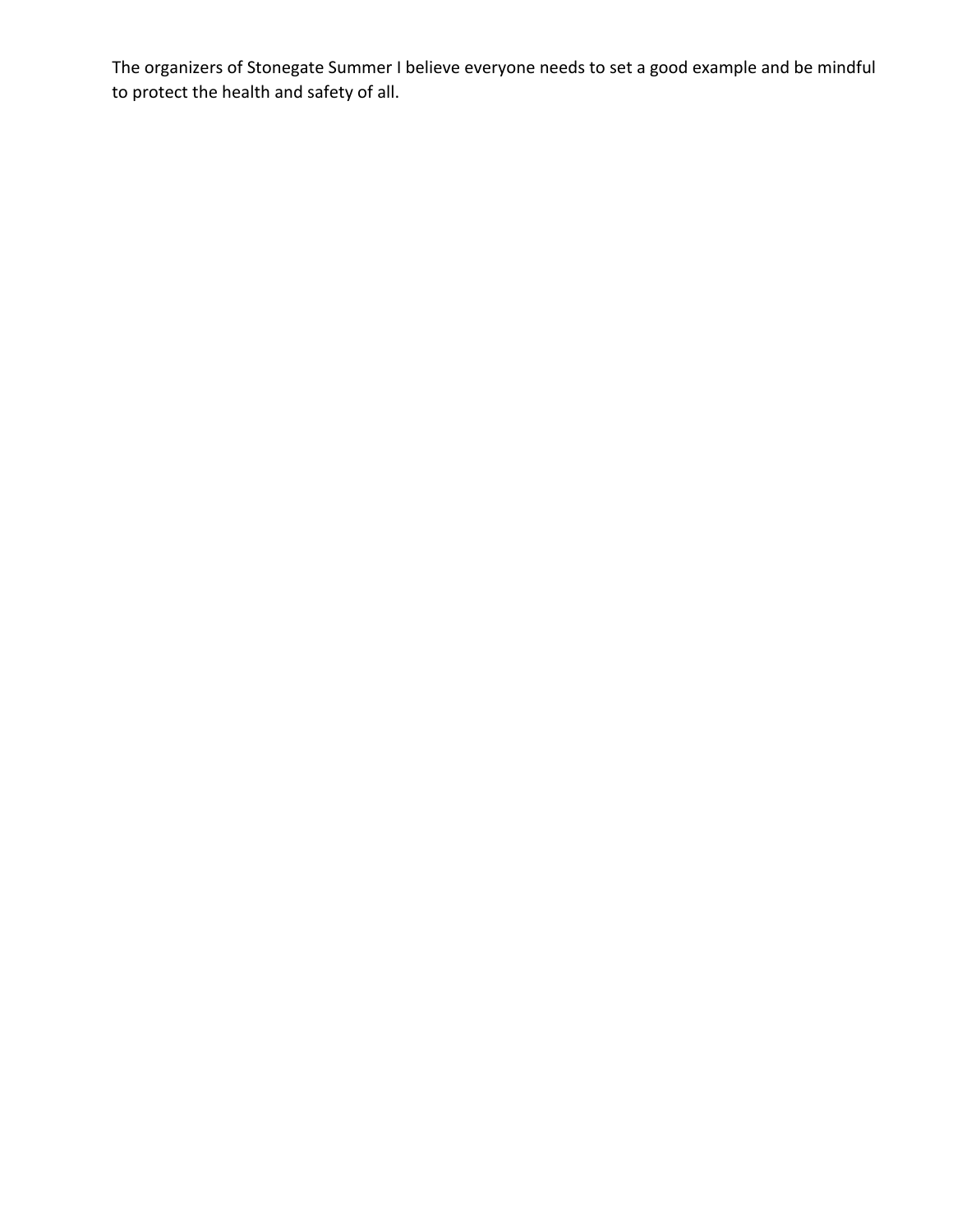The organizers of Stonegate Summer I believe everyone needs to set a good example and be mindful to protect the health and safety of all.